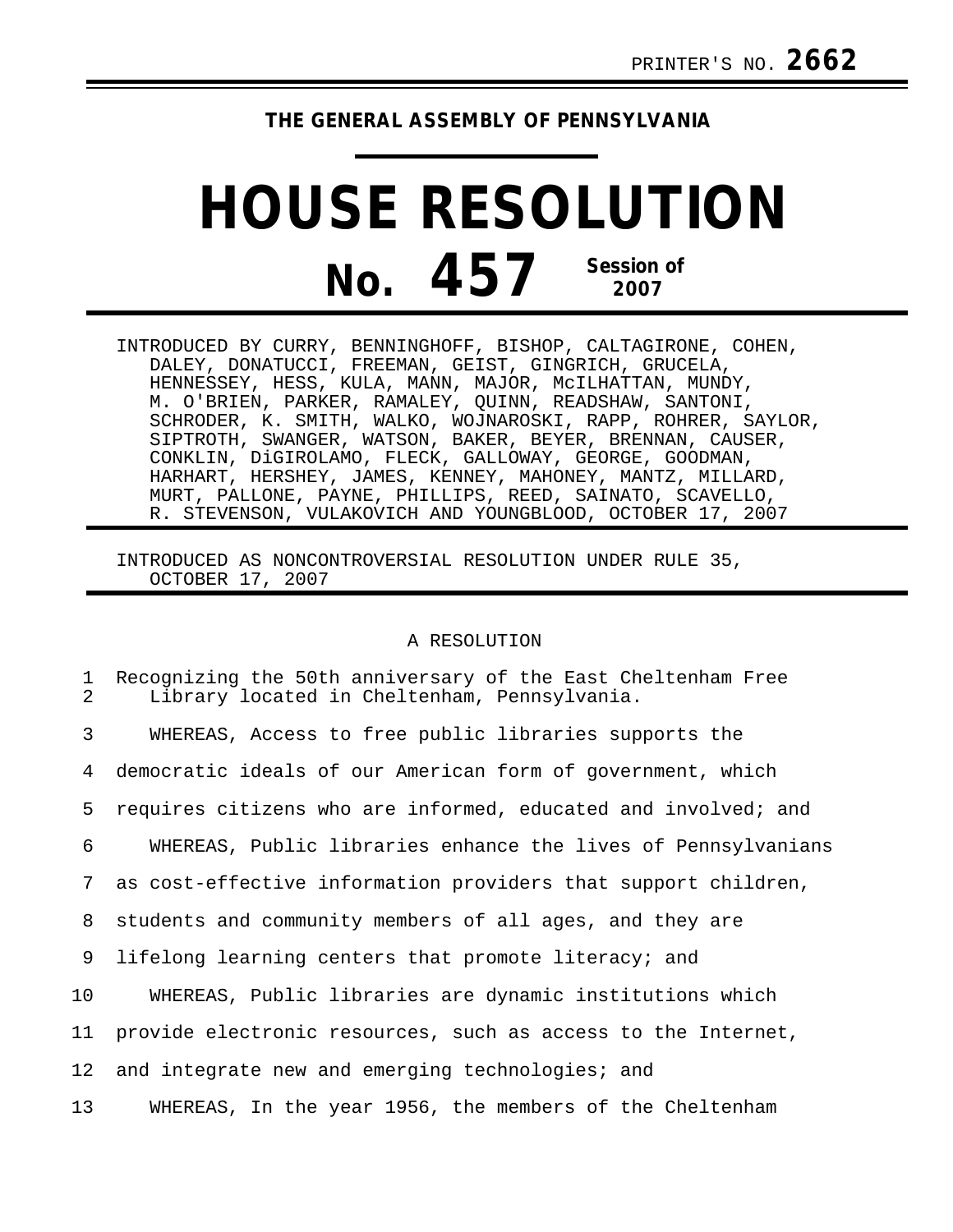PRINTER'S NO. **2662**

**THE GENERAL ASSEMBLY OF PENNSYLVANIA**

# HOUSE RESOLUTION

## No. 457 Session of 2007

INTRODUCED BY CURRY, BENNINGHOFF, BISHOP, CALTAGIRONE, COHEN, DALEY, DONATUCCI, FREEMAN, GEIST, GINGRICH, GRUCELA, HENNESSEY, HESS, KULA, MANN, MAJOR, McILHATTAN, MUNDY, M. O'BRIEN, PARKER, RAMALEY, QUINN, READSHAW, SANTONI, SCHRODER, K. SMITH, WALKO, WOJNAROSKI, RAPP, ROHRER, SAYLOR, SIPTROTH, SWANGER, WATSON, BAKER, BEYER, BRENNAN, CAUSER, CONKLIN, DiGIROLAMO, FLECK, GALLOWAY, GEORGE, GOODMAN, HARHART, HERSHEY, JAMES, KENNEY, MAHONEY, MANTZ, MILLARD, MURT, PALLONE, PAYNE, PHILLIPS, REED, SAINATO, SCAVELLO, R. STEVENSON, VULAKOVICH AND YOUNGBLOOD, OCTOBER 17, 2007

INTRODUCED AS NONCONTROVERSIAL RESOLUTION UNDER RULE 35, OCTOBER 17, 2007

A RESOLUTION

1 Recognizing the 50th anniversary of the East Cheltenham Free
2 Library located in Cheltenham, Pennsylvania.

3 WHEREAS, Access to free public libraries supports the
4 democratic ideals of our American form of government, which
5 requires citizens who are informed, educated and involved; and
6 WHEREAS, Public libraries enhance the lives of Pennsylvanians
7 as cost-effective information providers that support children,
8 students and community members of all ages, and they are
9 lifelong learning centers that promote literacy; and
10 WHEREAS, Public libraries are dynamic institutions which
11 provide electronic resources, such as access to the Internet,
12 and integrate new and emerging technologies; and
13 WHEREAS, In the year 1956, the members of the Cheltenham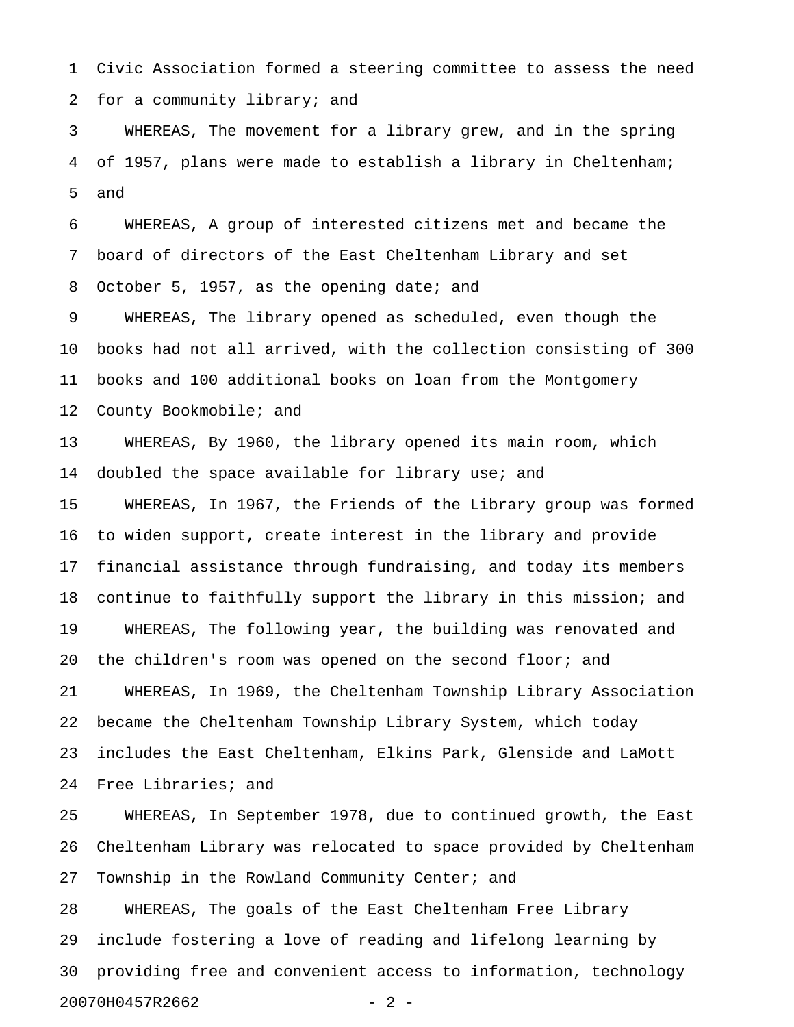Civic Association formed a steering committee to assess the need for a community library; and

WHEREAS, The movement for a library grew, and in the spring of 1957, plans were made to establish a library in Cheltenham; and

WHEREAS, A group of interested citizens met and became the board of directors of the East Cheltenham Library and set October 5, 1957, as the opening date; and

WHEREAS, The library opened as scheduled, even though the books had not all arrived, with the collection consisting of 300 books and 100 additional books on loan from the Montgomery County Bookmobile; and

WHEREAS, By 1960, the library opened its main room, which doubled the space available for library use; and

WHEREAS, In 1967, the Friends of the Library group was formed to widen support, create interest in the library and provide financial assistance through fundraising, and today its members continue to faithfully support the library in this mission; and

WHEREAS, The following year, the building was renovated and the children's room was opened on the second floor; and

WHEREAS, In 1969, the Cheltenham Township Library Association became the Cheltenham Township Library System, which today includes the East Cheltenham, Elkins Park, Glenside and LaMott Free Libraries; and

WHEREAS, In September 1978, due to continued growth, the East Cheltenham Library was relocated to space provided by Cheltenham Township in the Rowland Community Center; and

WHEREAS, The goals of the East Cheltenham Free Library include fostering a love of reading and lifelong learning by providing free and convenient access to information, technology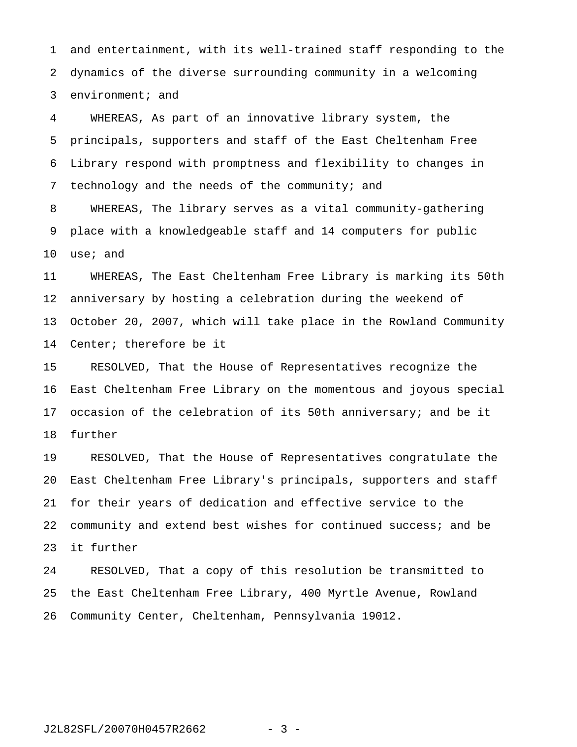and entertainment, with its well-trained staff responding to the dynamics of the diverse surrounding community in a welcoming environment; and

WHEREAS, As part of an innovative library system, the principals, supporters and staff of the East Cheltenham Free Library respond with promptness and flexibility to changes in technology and the needs of the community; and

WHEREAS, The library serves as a vital community-gathering place with a knowledgeable staff and 14 computers for public use; and

WHEREAS, The East Cheltenham Free Library is marking its 50th anniversary by hosting a celebration during the weekend of October 20, 2007, which will take place in the Rowland Community Center; therefore be it

RESOLVED, That the House of Representatives recognize the East Cheltenham Free Library on the momentous and joyous special occasion of the celebration of its 50th anniversary; and be it further

RESOLVED, That the House of Representatives congratulate the East Cheltenham Free Library's principals, supporters and staff for their years of dedication and effective service to the community and extend best wishes for continued success; and be it further

RESOLVED, That a copy of this resolution be transmitted to the East Cheltenham Free Library, 400 Myrtle Avenue, Rowland Community Center, Cheltenham, Pennsylvania 19012.

J2L82SFL/20070H0457R2662